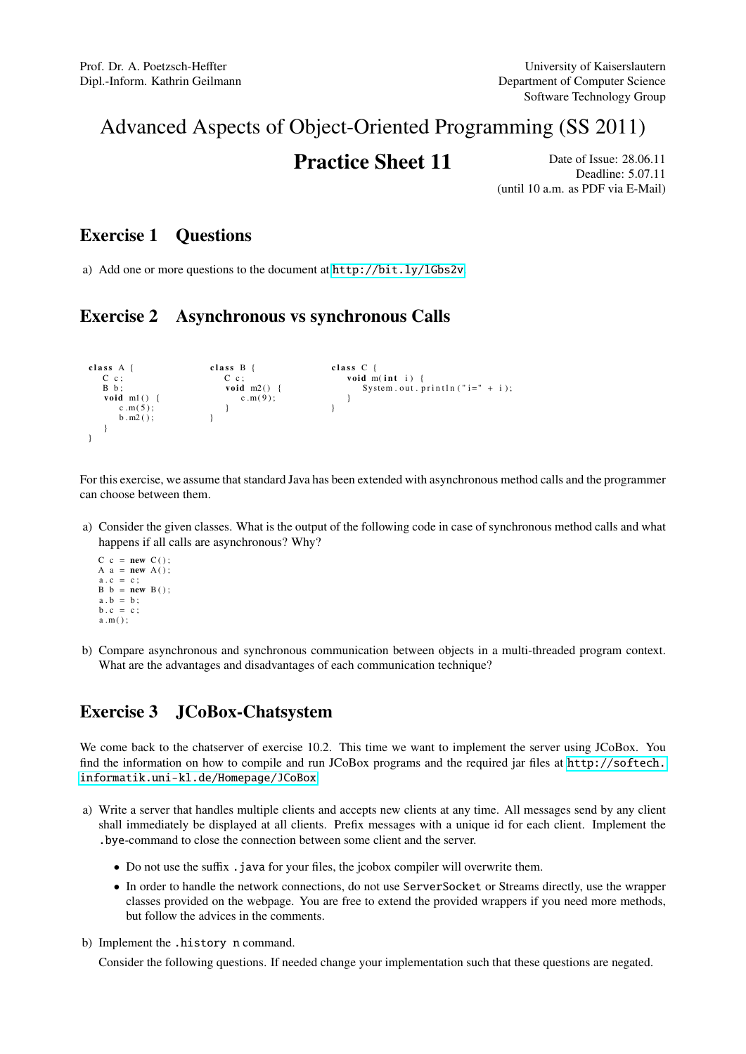Prof. Dr. A. Poetzsch-Heffter
Dipl.-Inform. Kathrin Geilmann

University of Kaiserslautern
Department of Computer Science
Software Technology Group

# Advanced Aspects of Object-Oriented Programming (SS 2011)

## Practice Sheet 11

Date of Issue: 28.06.11
Deadline: 5.07.11
(until 10 a.m. as PDF via E-Mail)

## Exercise 1 Questions

a) Add one or more questions to the document at http://bit.ly/lGbs2v

## Exercise 2 Asynchronous vs synchronous Calls

```
class A {
   C c;
   B b;
   void m1() {
      c.m(5);
      b.m2();
   }
}
```

```
class B {
   C c;
   void m2() {
      c.m(9);
   }
}
```

```
class C {
   void m(int i) {
      System.out.println("i=" + i);
   }
}
```

For this exercise, we assume that standard Java has been extended with asynchronous method calls and the programmer can choose between them.

a) Consider the given classes. What is the output of the following code in case of synchronous method calls and what happens if all calls are asynchronous? Why?

```
C c = new C();
A a = new A();
a.c = c;
B b = new B();
a.b = b;
b.c = c;
a.m();
```

b) Compare asynchronous and synchronous communication between objects in a multi-threaded program context. What are the advantages and disadvantages of each communication technique?

## Exercise 3 JCoBox-Chatsystem

We come back to the chatserver of exercise 10.2. This time we want to implement the server using JCoBox. You find the information on how to compile and run JCoBox programs and the required jar files at http://softech.informatik.uni-kl.de/Homepage/JCoBox

a) Write a server that handles multiple clients and accepts new clients at any time. All messages send by any client shall immediately be displayed at all clients. Prefix messages with a unique id for each client. Implement the `.bye`-command to close the connection between some client and the server.

   - Do not use the suffix `.java` for your files, the jcobox compiler will overwrite them.
   - In order to handle the network connections, do not use `ServerSocket` or Streams directly, use the wrapper classes provided on the webpage. You are free to extend the provided wrappers if you need more methods, but follow the advices in the comments.

b) Implement the `.history n` command.

   Consider the following questions. If needed change your implementation such that these questions are negated.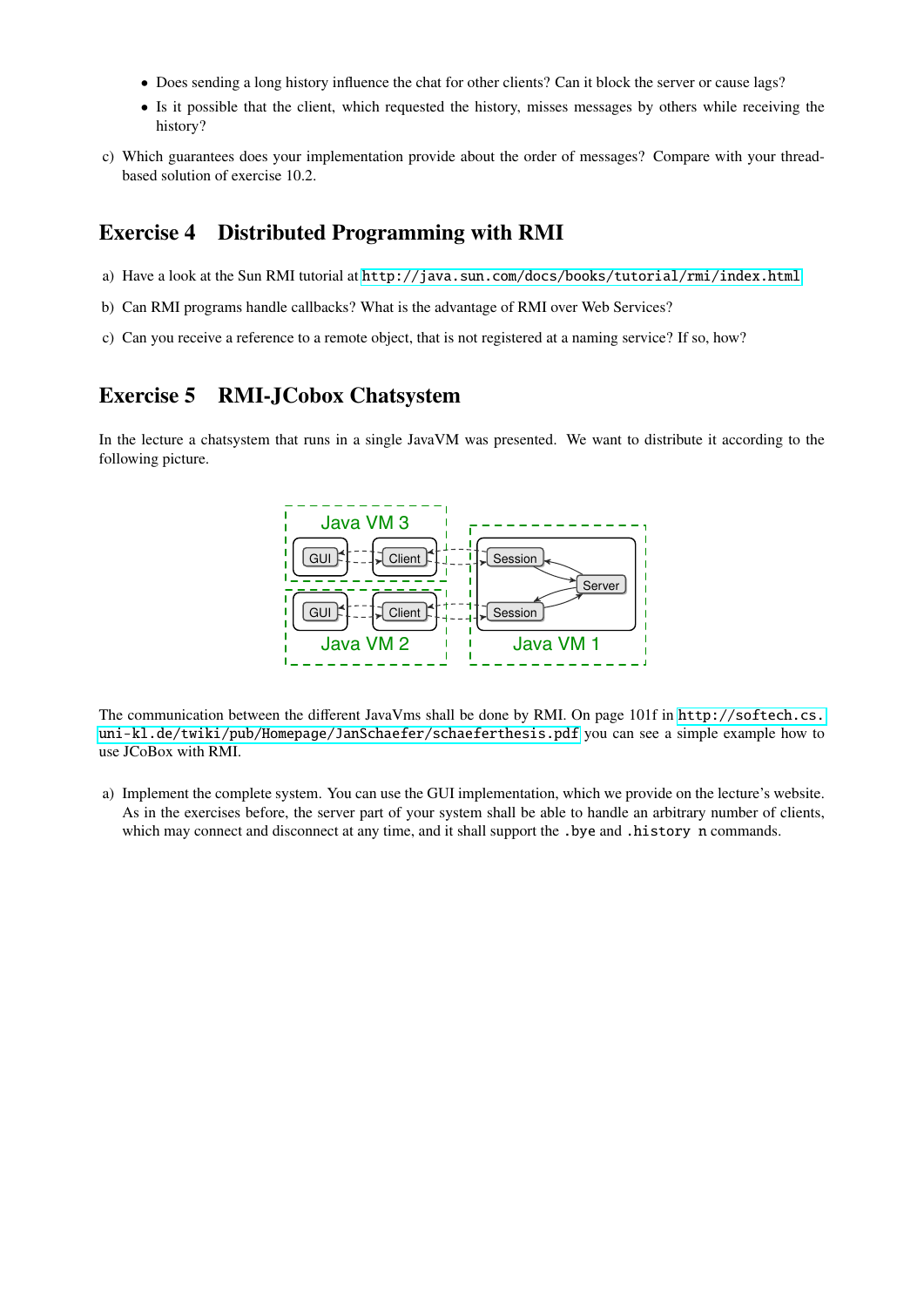- Does sending a long history influence the chat for other clients? Can it block the server or cause lags?
- Is it possible that the client, which requested the history, misses messages by others while receiving the history?

c) Which guarantees does your implementation provide about the order of messages? Compare with your thread-based solution of exercise 10.2.

## Exercise 4 Distributed Programming with RMI

a) Have a look at the Sun RMI tutorial at http://java.sun.com/docs/books/tutorial/rmi/index.html

b) Can RMI programs handle callbacks? What is the advantage of RMI over Web Services?

c) Can you receive a reference to a remote object, that is not registered at a naming service? If so, how?

## Exercise 5 RMI-JCobox Chatsystem

In the lecture a chatsystem that runs in a single JavaVM was presented. We want to distribute it according to the following picture.

Java VM 3
GUI
Client
Java VM 2
GUI
Client
Java VM 1
Session
Server
Session

The communication between the different JavaVms shall be done by RMI. On page 101f in http://softech.cs.uni-kl.de/twiki/pub/Homepage/JanSchaefer/schaeferthesis.pdf you can see a simple example how to use JCoBox with RMI.

a) Implement the complete system. You can use the GUI implementation, which we provide on the lecture's website. As in the exercises before, the server part of your system shall be able to handle an arbitrary number of clients, which may connect and disconnect at any time, and it shall support the `.bye` and `.history n` commands.